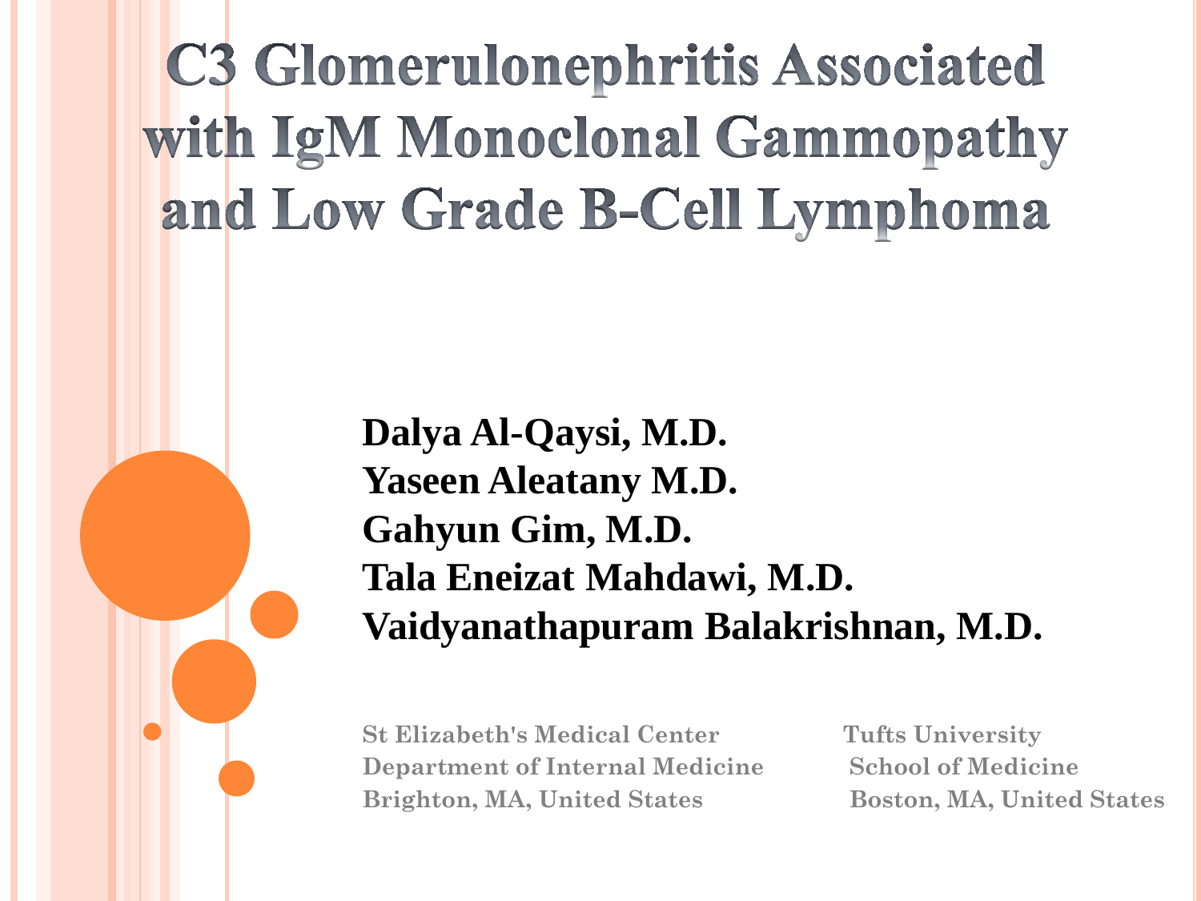# C3 Glomerulonephritis Associated with IgM Monoclonal Gammopathy and Low Grade B-Cell Lymphoma

**Dalya Al-Qaysi, M.D.**
**Yaseen Aleatany M.D.**
**Gahyun Gim, M.D.**
**Tala Eneizat Mahdawi, M.D.**
**Vaidyanathapuram Balakrishnan, M.D.**

St Elizabeth's Medical Center
Department of Internal Medicine
Brighton, MA, United States

Tufts University
School of Medicine
Boston, MA, United States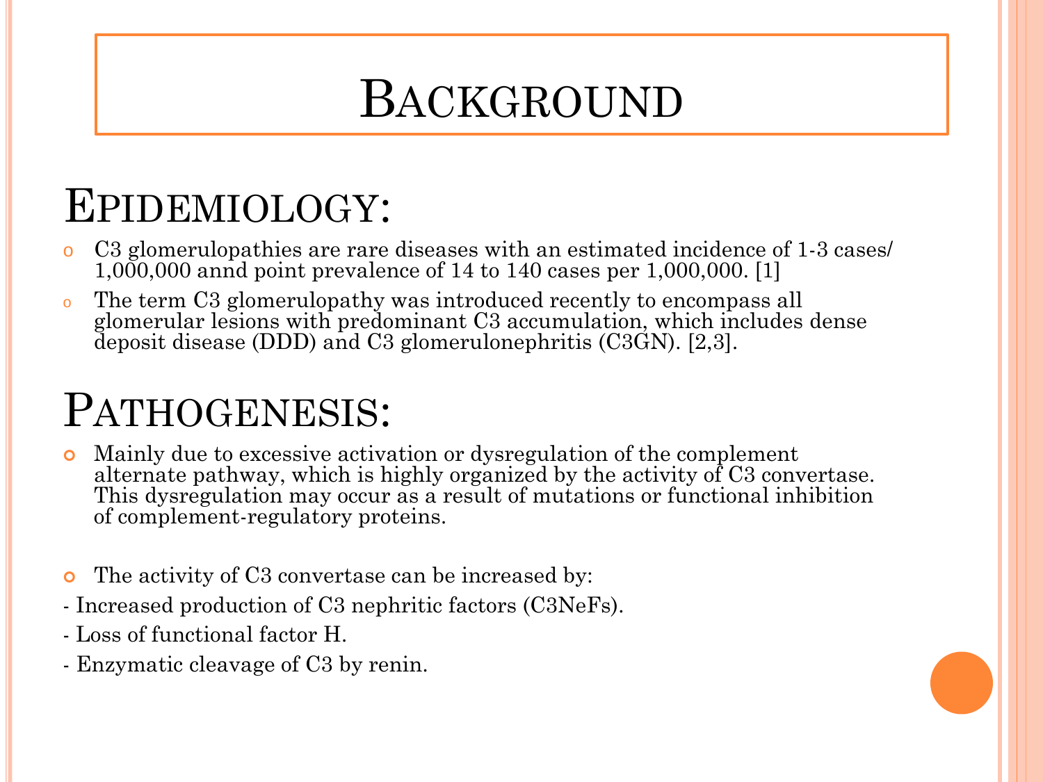# Background

## Epidemiology:

- C3 glomerulopathies are rare diseases with an estimated incidence of 1-3 cases/ 1,000,000 annd point prevalence of 14 to 140 cases per 1,000,000. [1]
- The term C3 glomerulopathy was introduced recently to encompass all glomerular lesions with predominant C3 accumulation, which includes dense deposit disease (DDD) and C3 glomerulonephritis (C3GN). [2,3].

## Pathogenesis:

- Mainly due to excessive activation or dysregulation of the complement alternate pathway, which is highly organized by the activity of C3 convertase. This dysregulation may occur as a result of mutations or functional inhibition of complement-regulatory proteins.

- The activity of C3 convertase can be increased by:

- Increased production of C3 nephritic factors (C3NeFs).
- Loss of functional factor H.
- Enzymatic cleavage of C3 by renin.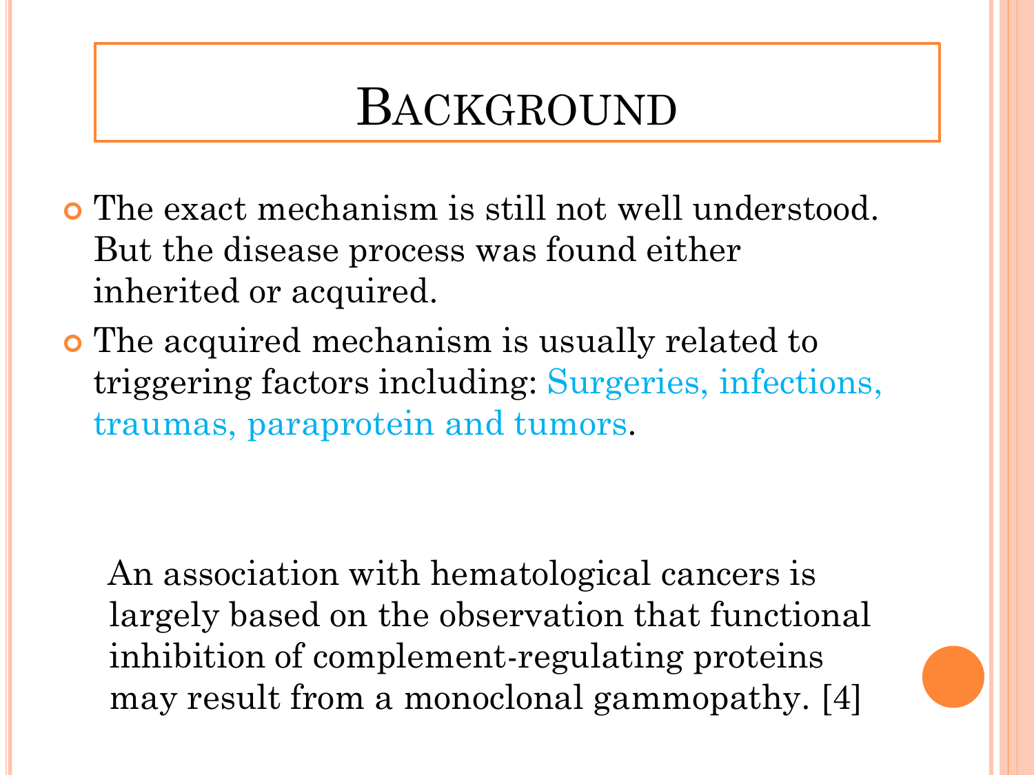# Background

- The exact mechanism is still not well understood. But the disease process was found either inherited or acquired.
- The acquired mechanism is usually related to triggering factors including: Surgeries, infections, traumas, paraprotein and tumors.

An association with hematological cancers is largely based on the observation that functional inhibition of complement-regulating proteins may result from a monoclonal gammopathy. [4]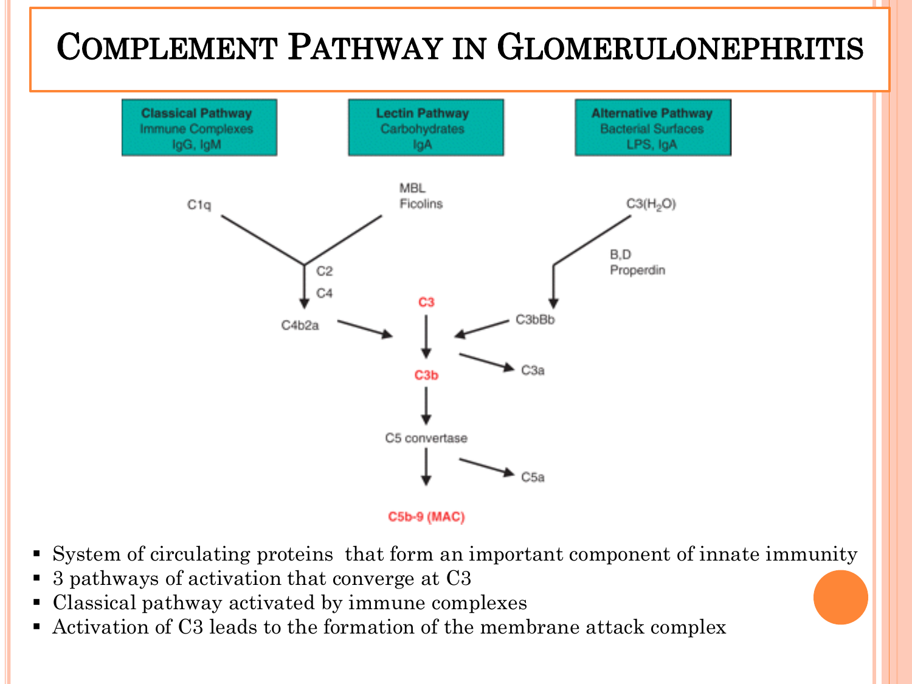# Complement Pathway in Glomerulonephritis

| Classical Pathway | Lectin Pathway | Alternative Pathway |
| --- | --- | --- |
| Immune Complexes | Carbohydrates | Bacterial Surfaces |
| IgG, IgM | IgA | LPS, IgA |

C1q — MBL, Ficolins → (C2, C4) → C4b2a

$C3(H_2O)$ → (B,D, Properdin) → C3bBb

C4b2a → **C3** ← C3bBb

**C3** → **C3b** → C3a

**C3b** → C5 convertase → C5a

C5 convertase → **C5b-9 (MAC)**

- System of circulating proteins that form an important component of innate immunity
- 3 pathways of activation that converge at C3
- Classical pathway activated by immune complexes
- Activation of C3 leads to the formation of the membrane attack complex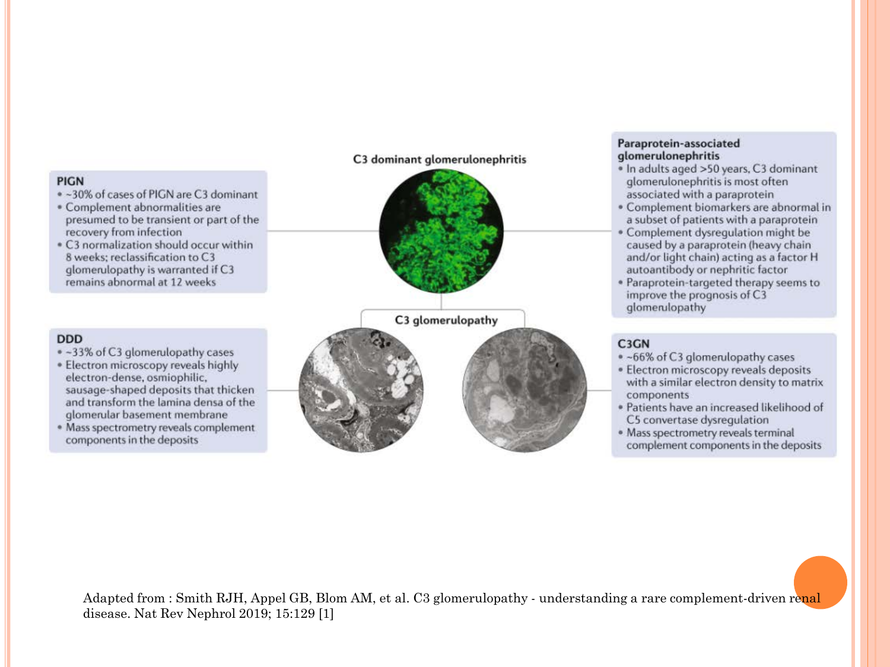## C3 dominant glomerulonephritis

**PIGN**
- ~30% of cases of PIGN are C3 dominant
- Complement abnormalities are presumed to be transient or part of the recovery from infection
- C3 normalization should occur within 8 weeks; reclassification to C3 glomerulopathy is warranted if C3 remains abnormal at 12 weeks

**Paraprotein-associated glomerulonephritis**
- In adults aged >50 years, C3 dominant glomerulonephritis is most often associated with a paraprotein
- Complement biomarkers are abnormal in a subset of patients with a paraprotein
- Complement dysregulation might be caused by a paraprotein (heavy chain and/or light chain) acting as a factor H autoantibody or nephritic factor
- Paraprotein-targeted therapy seems to improve the prognosis of C3 glomerulopathy

## C3 glomerulopathy

**DDD**
- ~33% of C3 glomerulopathy cases
- Electron microscopy reveals highly electron-dense, osmiophilic, sausage-shaped deposits that thicken and transform the lamina densa of the glomerular basement membrane
- Mass spectrometry reveals complement components in the deposits

**C3GN**
- ~66% of C3 glomerulopathy cases
- Electron microscopy reveals deposits with a similar electron density to matrix components
- Patients have an increased likelihood of C5 convertase dysregulation
- Mass spectrometry reveals terminal complement components in the deposits

Adapted from : Smith RJH, Appel GB, Blom AM, et al. C3 glomerulopathy - understanding a rare complement-driven renal disease. Nat Rev Nephrol 2019; 15:129 [1]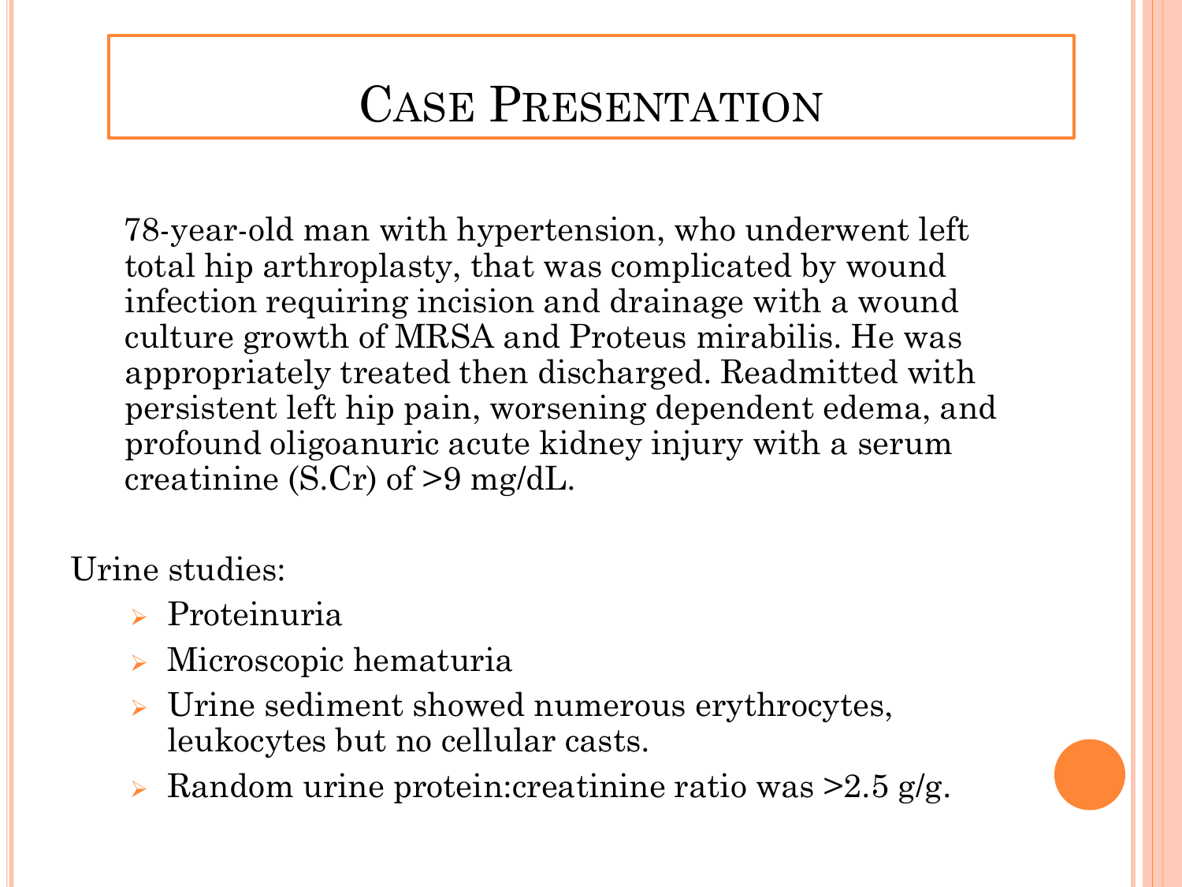# Case Presentation

78-year-old man with hypertension, who underwent left total hip arthroplasty, that was complicated by wound infection requiring incision and drainage with a wound culture growth of MRSA and Proteus mirabilis. He was appropriately treated then discharged. Readmitted with persistent left hip pain, worsening dependent edema, and profound oligoanuric acute kidney injury with a serum creatinine (S.Cr) of >9 mg/dL.

Urine studies:

- Proteinuria
- Microscopic hematuria
- Urine sediment showed numerous erythrocytes, leukocytes but no cellular casts.
- Random urine protein:creatinine ratio was >2.5 g/g.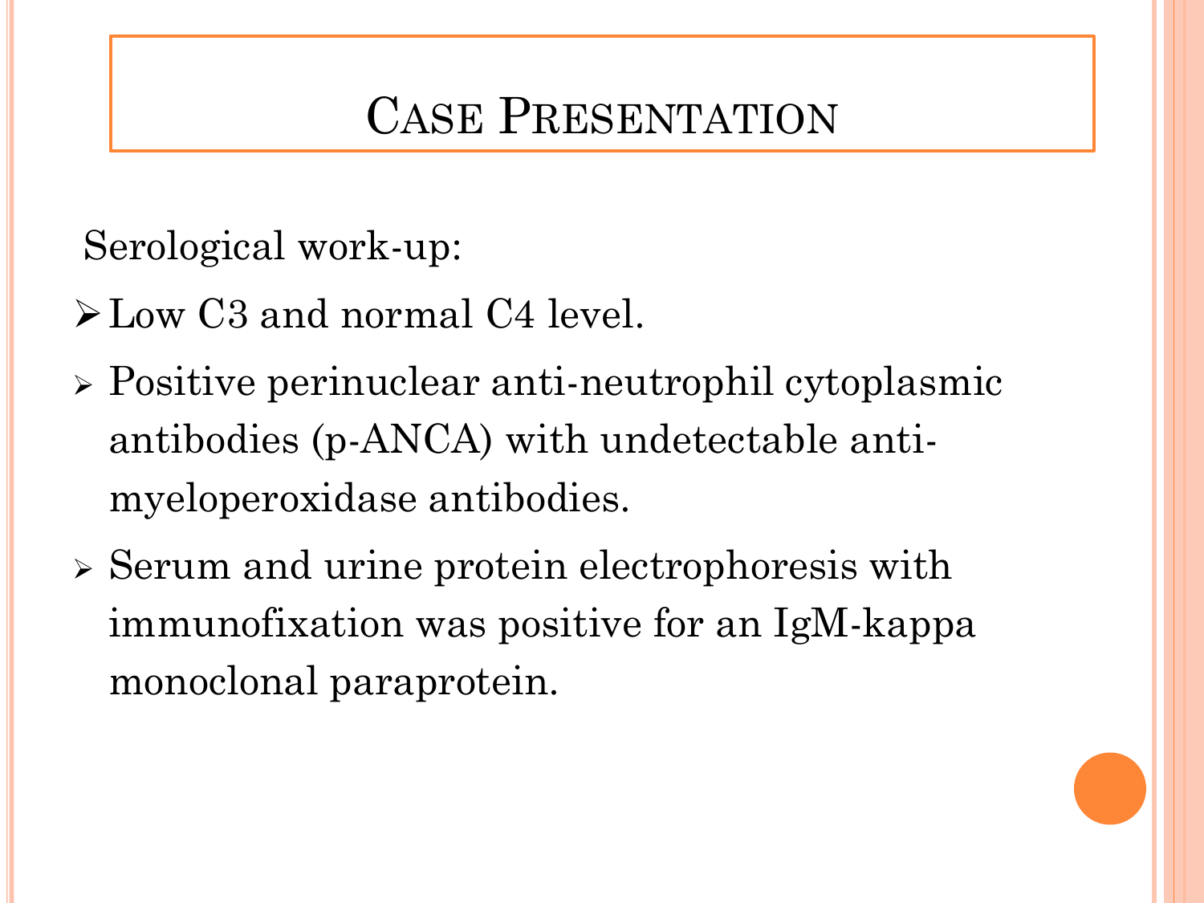# Case Presentation

Serological work-up:

- Low C3 and normal C4 level.
- Positive perinuclear anti-neutrophil cytoplasmic antibodies (p-ANCA) with undetectable anti-myeloperoxidase antibodies.
- Serum and urine protein electrophoresis with immunofixation was positive for an IgM-kappa monoclonal paraprotein.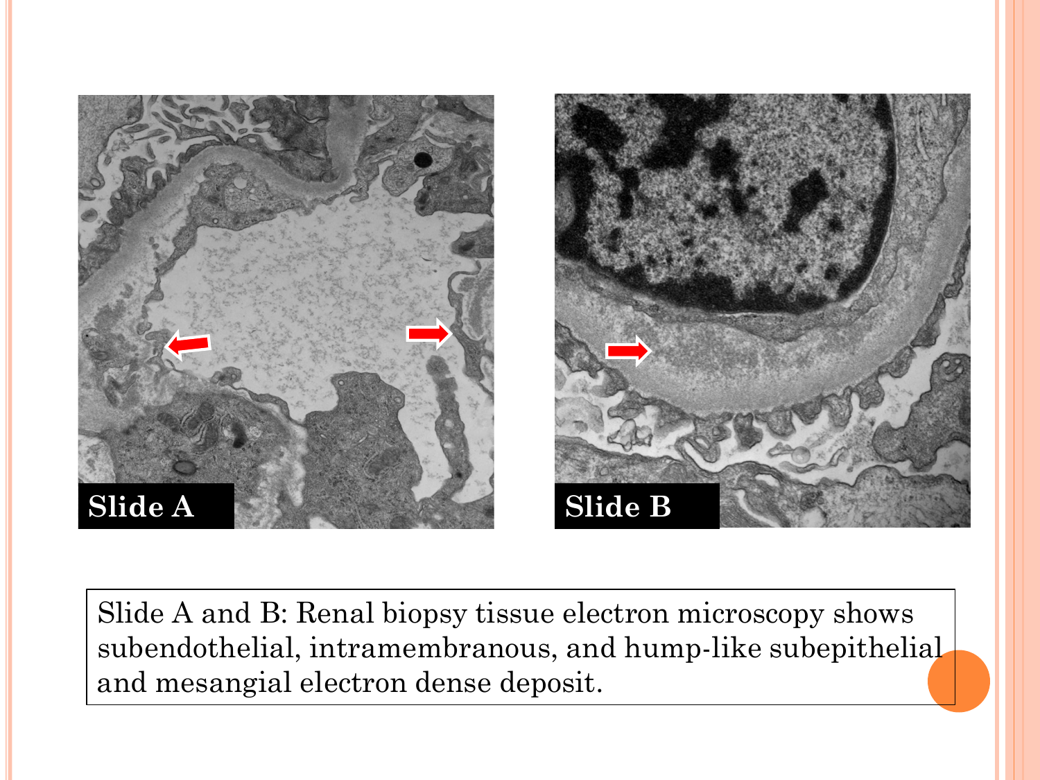Slide A

Slide B

Slide A and B: Renal biopsy tissue electron microscopy shows subendothelial, intramembranous, and hump-like subepithelial and mesangial electron dense deposit.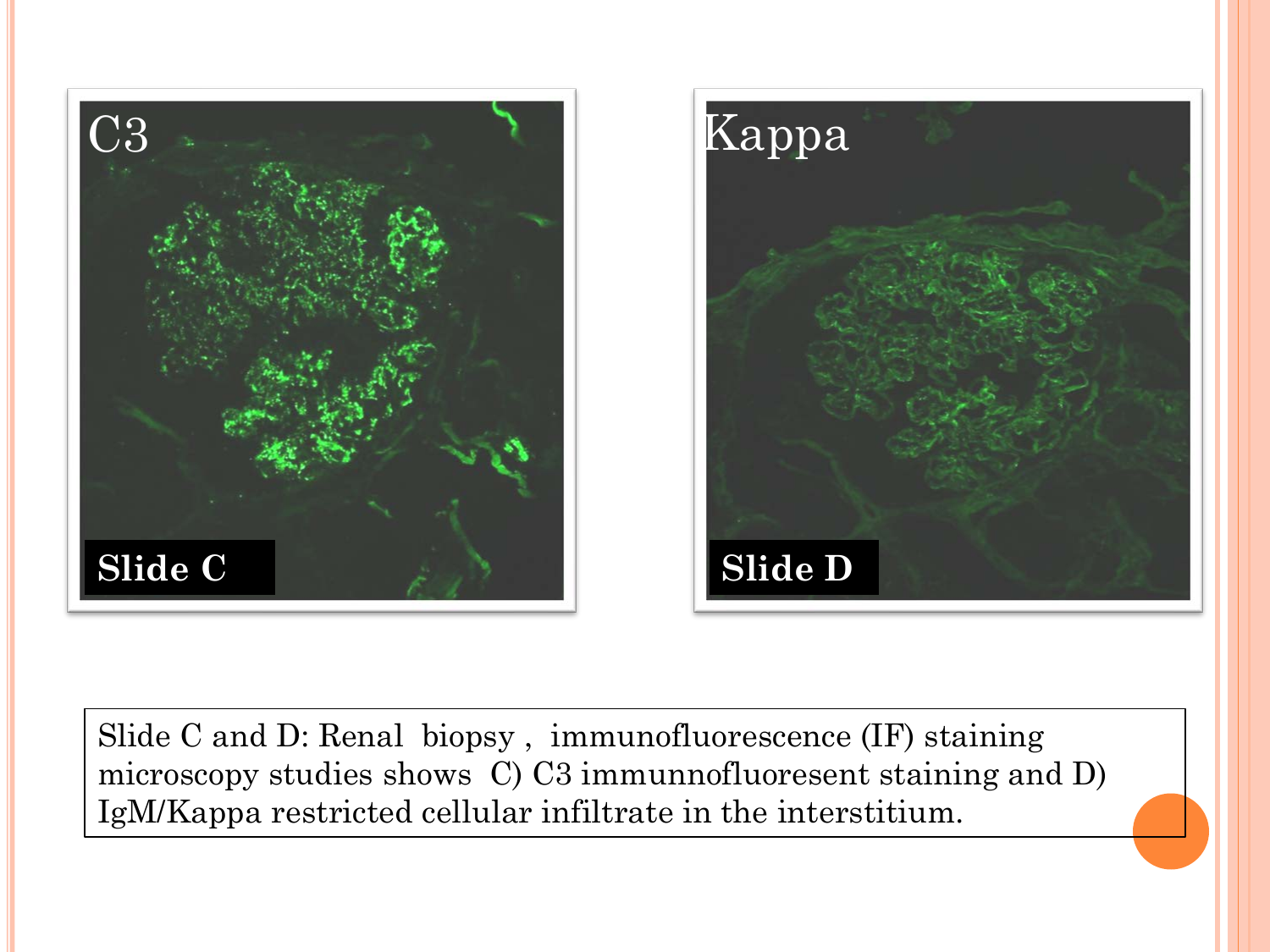Slide C and D: Renal biopsy , immunofluorescence (IF) staining microscopy studies shows C) C3 immunnofluoresent staining and D) IgM/Kappa restricted cellular infiltrate in the interstitium.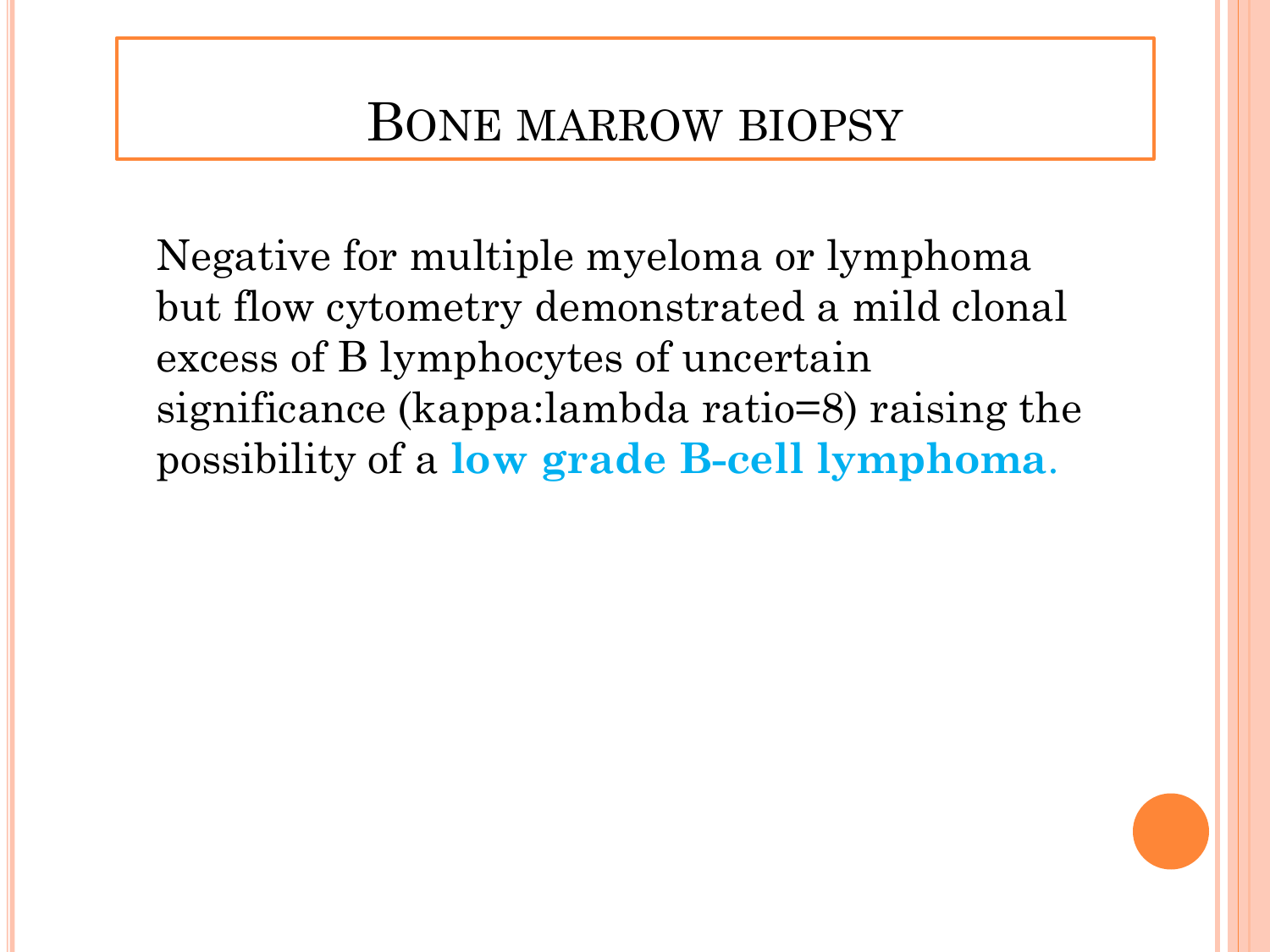# Bone marrow biopsy

Negative for multiple myeloma or lymphoma but flow cytometry demonstrated a mild clonal excess of B lymphocytes of uncertain significance (kappa:lambda ratio=8) raising the possibility of a **low grade B-cell lymphoma**.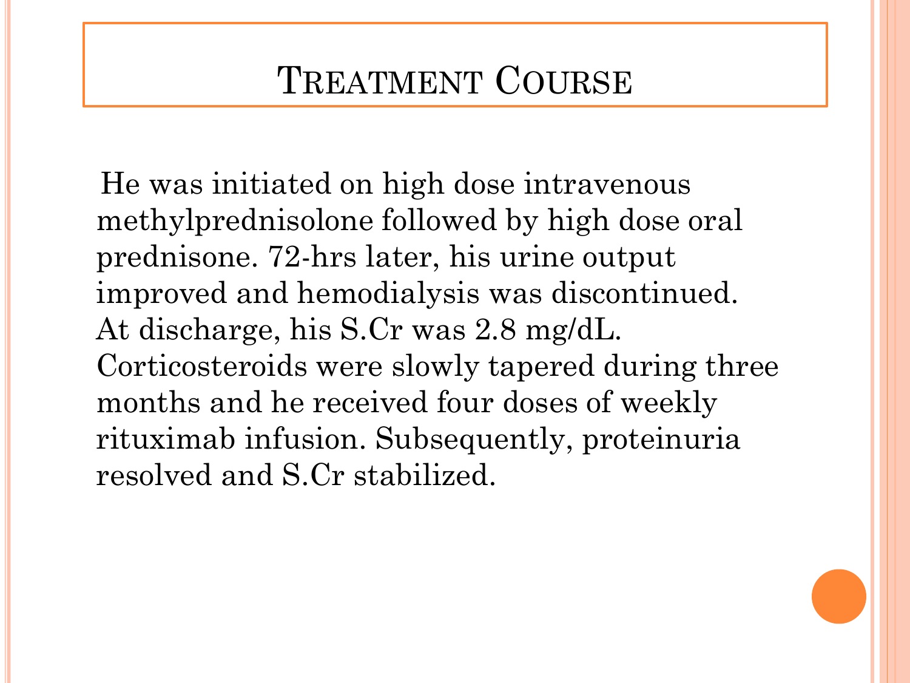# Treatment Course

He was initiated on high dose intravenous methylprednisolone followed by high dose oral prednisone. 72-hrs later, his urine output improved and hemodialysis was discontinued. At discharge, his S.Cr was 2.8 mg/dL. Corticosteroids were slowly tapered during three months and he received four doses of weekly rituximab infusion. Subsequently, proteinuria resolved and S.Cr stabilized.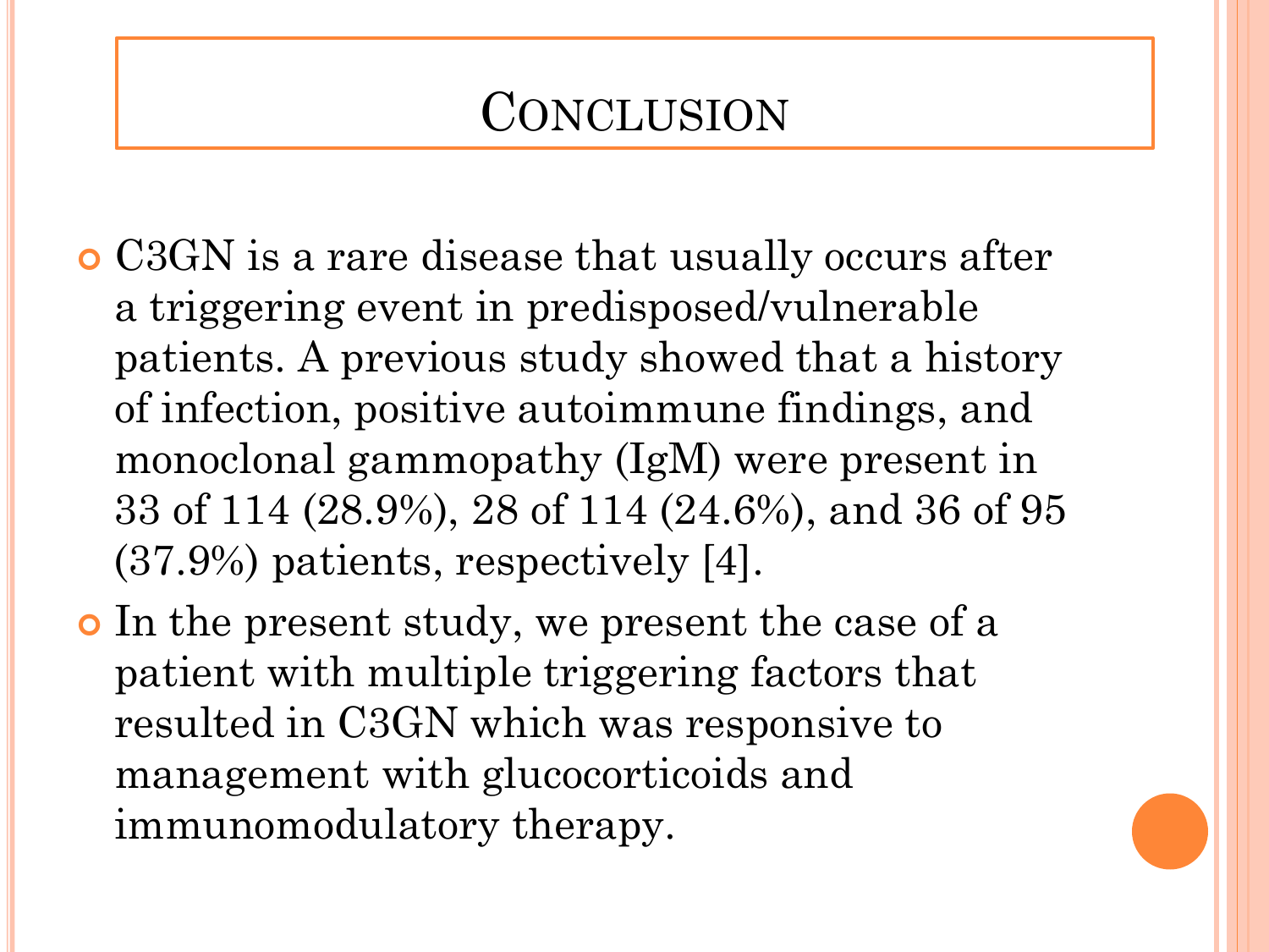# Conclusion

- C3GN is a rare disease that usually occurs after a triggering event in predisposed/vulnerable patients. A previous study showed that a history of infection, positive autoimmune findings, and monoclonal gammopathy (IgM) were present in 33 of 114 (28.9%), 28 of 114 (24.6%), and 36 of 95 (37.9%) patients, respectively [4].
- In the present study, we present the case of a patient with multiple triggering factors that resulted in C3GN which was responsive to management with glucocorticoids and immunomodulatory therapy.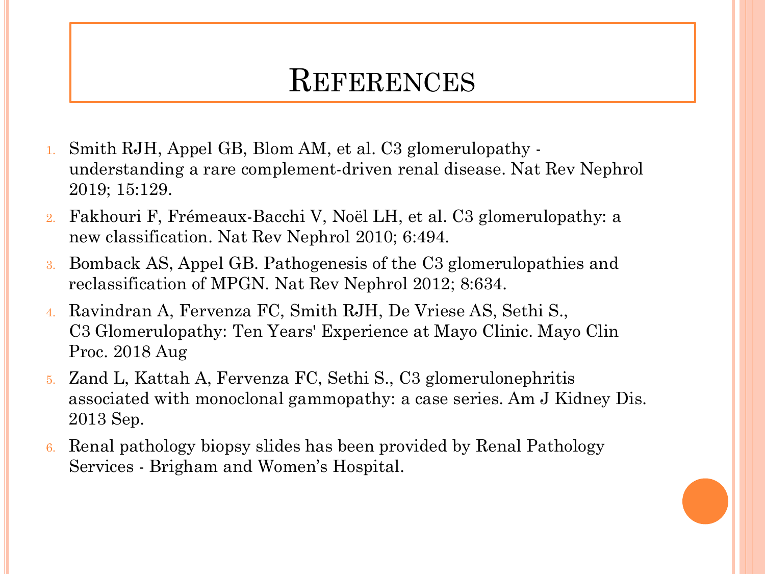# References

1. Smith RJH, Appel GB, Blom AM, et al. C3 glomerulopathy - understanding a rare complement-driven renal disease. Nat Rev Nephrol 2019; 15:129.
2. Fakhouri F, Frémeaux-Bacchi V, Noël LH, et al. C3 glomerulopathy: a new classification. Nat Rev Nephrol 2010; 6:494.
3. Bomback AS, Appel GB. Pathogenesis of the C3 glomerulopathies and reclassification of MPGN. Nat Rev Nephrol 2012; 8:634.
4. Ravindran A, Fervenza FC, Smith RJH, De Vriese AS, Sethi S., C3 Glomerulopathy: Ten Years' Experience at Mayo Clinic. Mayo Clin Proc. 2018 Aug
5. Zand L, Kattah A, Fervenza FC, Sethi S., C3 glomerulonephritis associated with monoclonal gammopathy: a case series. Am J Kidney Dis. 2013 Sep.
6. Renal pathology biopsy slides has been provided by Renal Pathology Services - Brigham and Women's Hospital.